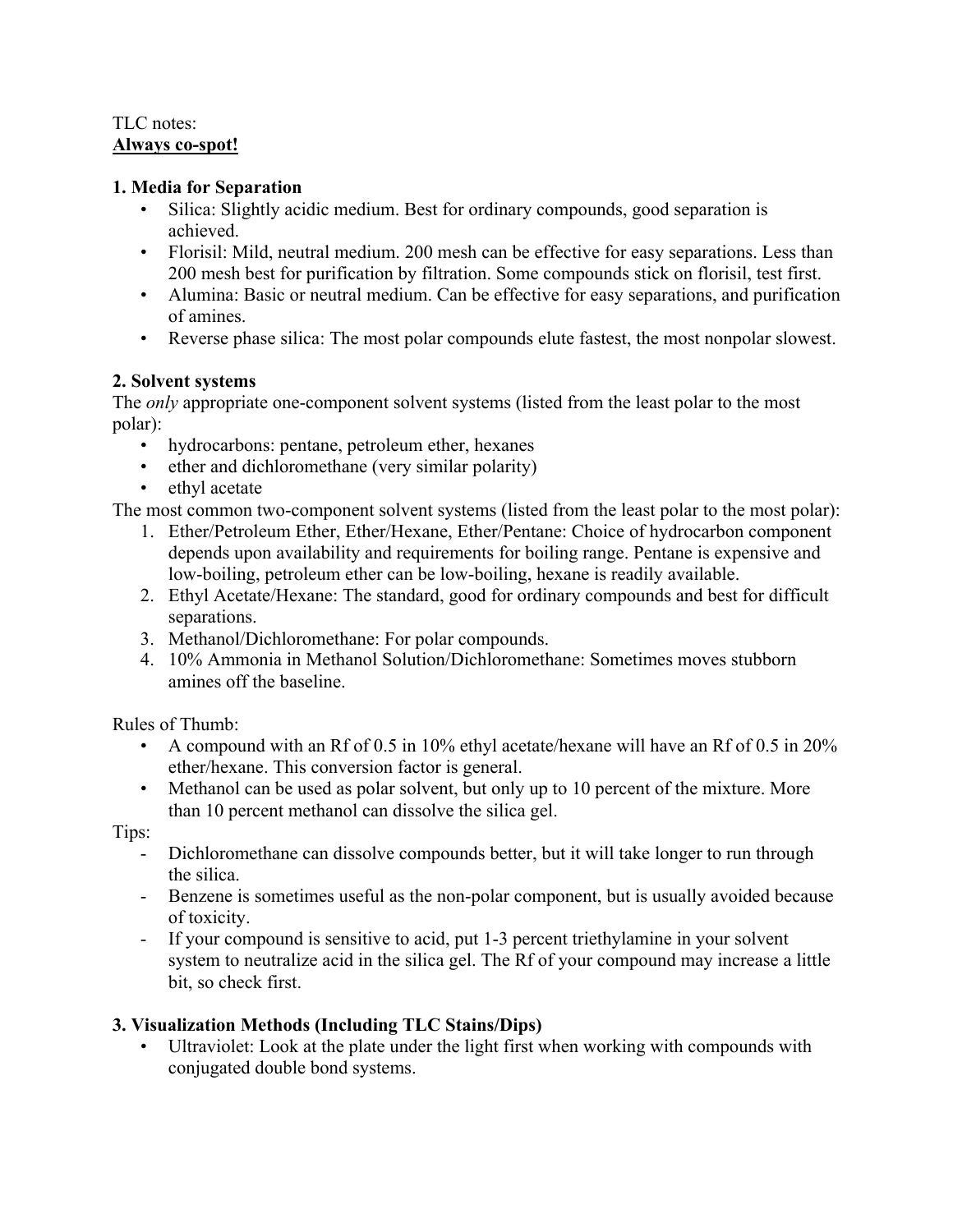TLC notes:
**Always co-spot!**

**1. Media for Separation**

- Silica: Slightly acidic medium. Best for ordinary compounds, good separation is achieved.
- Florisil: Mild, neutral medium. 200 mesh can be effective for easy separations. Less than 200 mesh best for purification by filtration. Some compounds stick on florisil, test first.
- Alumina: Basic or neutral medium. Can be effective for easy separations, and purification of amines.
- Reverse phase silica: The most polar compounds elute fastest, the most nonpolar slowest.

**2. Solvent systems**

The *only* appropriate one-component solvent systems (listed from the least polar to the most polar):

- hydrocarbons: pentane, petroleum ether, hexanes
- ether and dichloromethane (very similar polarity)
- ethyl acetate

The most common two-component solvent systems (listed from the least polar to the most polar):

1. Ether/Petroleum Ether, Ether/Hexane, Ether/Pentane: Choice of hydrocarbon component depends upon availability and requirements for boiling range. Pentane is expensive and low-boiling, petroleum ether can be low-boiling, hexane is readily available.
2. Ethyl Acetate/Hexane: The standard, good for ordinary compounds and best for difficult separations.
3. Methanol/Dichloromethane: For polar compounds.
4. 10% Ammonia in Methanol Solution/Dichloromethane: Sometimes moves stubborn amines off the baseline.

Rules of Thumb:

- A compound with an Rf of 0.5 in 10% ethyl acetate/hexane will have an Rf of 0.5 in 20% ether/hexane. This conversion factor is general.
- Methanol can be used as polar solvent, but only up to 10 percent of the mixture. More than 10 percent methanol can dissolve the silica gel.

Tips:

- Dichloromethane can dissolve compounds better, but it will take longer to run through the silica.
- Benzene is sometimes useful as the non-polar component, but is usually avoided because of toxicity.
- If your compound is sensitive to acid, put 1-3 percent triethylamine in your solvent system to neutralize acid in the silica gel. The Rf of your compound may increase a little bit, so check first.

**3. Visualization Methods (Including TLC Stains/Dips)**

- Ultraviolet: Look at the plate under the light first when working with compounds with conjugated double bond systems.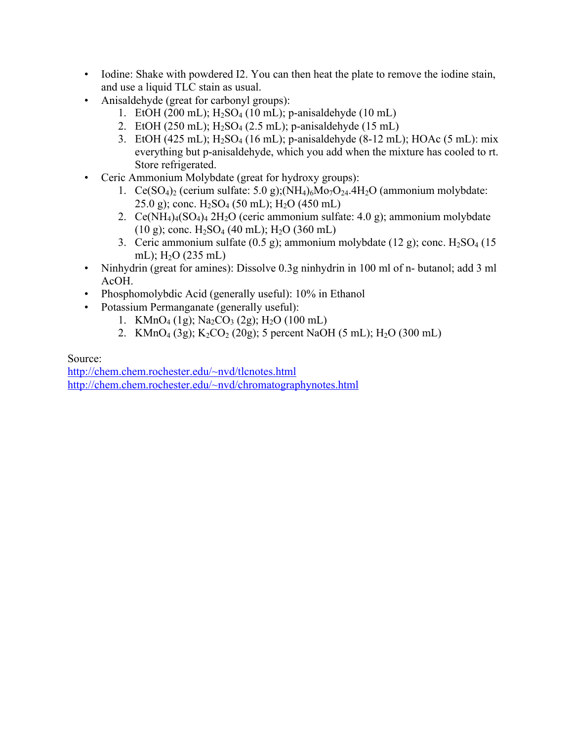- Iodine: Shake with powdered I2. You can then heat the plate to remove the iodine stain, and use a liquid TLC stain as usual.
- Anisaldehyde (great for carbonyl groups):
    1. EtOH (200 mL); $H_2SO_4$ (10 mL); p-anisaldehyde (10 mL)
    2. EtOH (250 mL); $H_2SO_4$ (2.5 mL); p-anisaldehyde (15 mL)
    3. EtOH (425 mL); $H_2SO_4$ (16 mL); p-anisaldehyde (8-12 mL); HOAc (5 mL): mix everything but p-anisaldehyde, which you add when the mixture has cooled to rt. Store refrigerated.
- Ceric Ammonium Molybdate (great for hydroxy groups):
    1. $Ce(SO_4)_2$ (cerium sulfate: 5.0 g);$(NH_4)_6Mo_7O_{24}.4H_2O$ (ammonium molybdate: 25.0 g); conc. $H_2SO_4$ (50 mL); $H_2O$ (450 mL)
    2. $Ce(NH_4)_4(SO_4)_4\ 2H_2O$ (ceric ammonium sulfate: 4.0 g); ammonium molybdate (10 g); conc. $H_2SO_4$ (40 mL); $H_2O$ (360 mL)
    3. Ceric ammonium sulfate (0.5 g); ammonium molybdate (12 g); conc. $H_2SO_4$ (15 mL); $H_2O$ (235 mL)
- Ninhydrin (great for amines): Dissolve 0.3g ninhydrin in 100 ml of n- butanol; add 3 ml AcOH.
- Phosphomolybdic Acid (generally useful): 10% in Ethanol
- Potassium Permanganate (generally useful):
    1. $KMnO_4$ (1g); $Na_2CO_3$ (2g); $H_2O$ (100 mL)
    2. $KMnO_4$ (3g); $K_2CO_2$ (20g); 5 percent NaOH (5 mL); $H_2O$ (300 mL)

Source:
http://chem.chem.rochester.edu/~nvd/tlcnotes.html
http://chem.chem.rochester.edu/~nvd/chromatographynotes.html